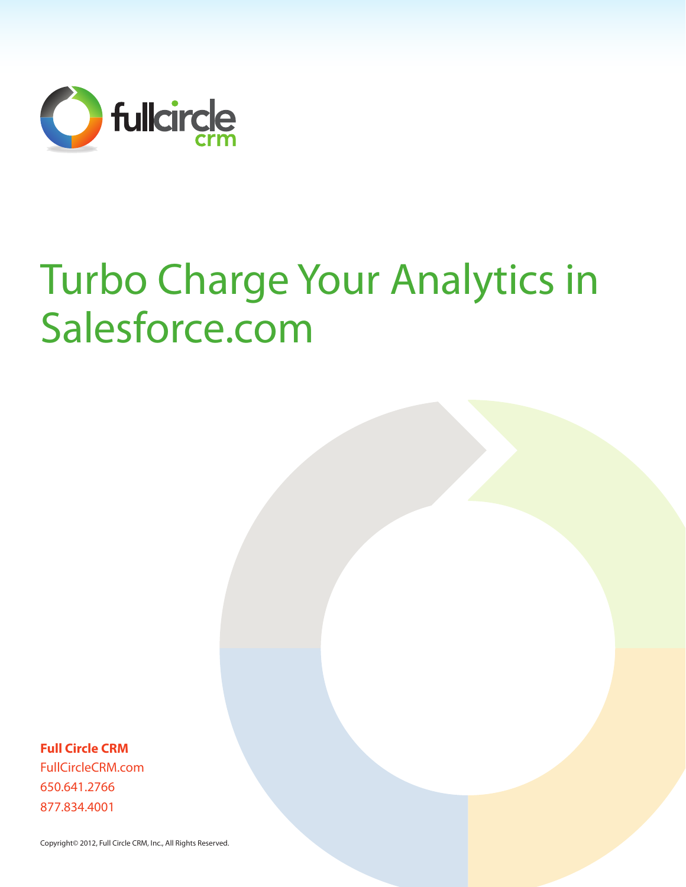fullcircle crm

# Turbo Charge Your Analytics in Salesforce.com

**Full Circle CRM**

FullCircleCRM.com

650.641.2766

877.834.4001

Copyright© 2012, Full Circle CRM, Inc., All Rights Reserved.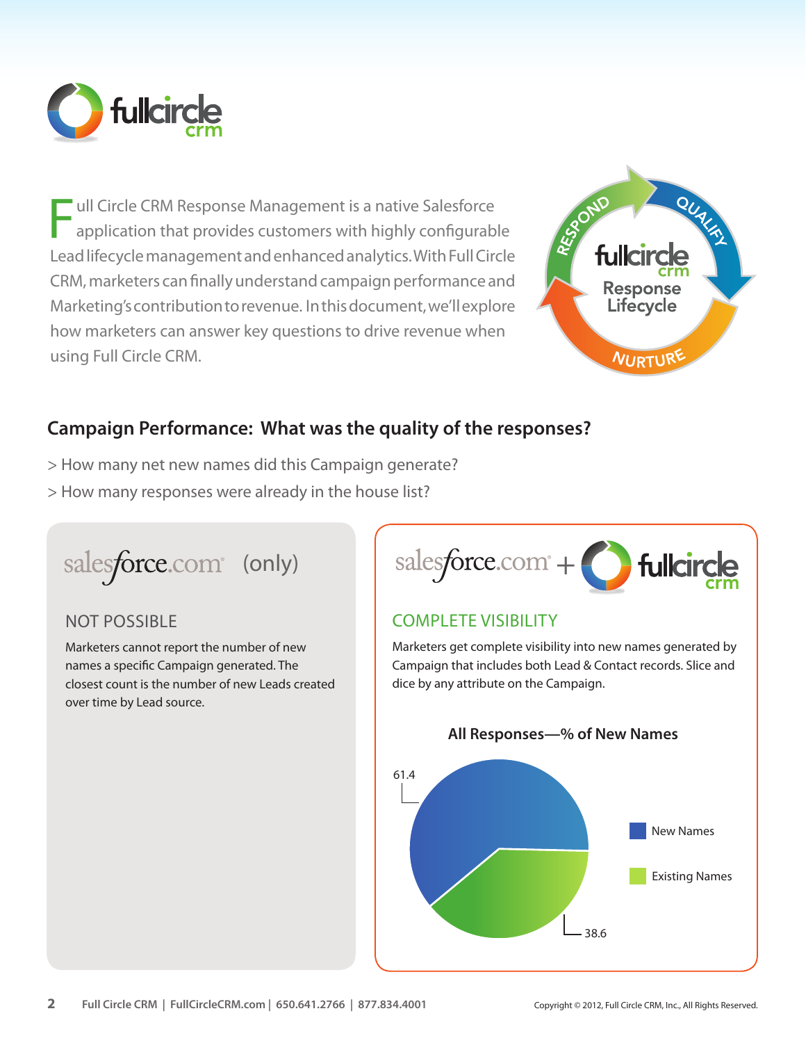Full Circle CRM Response Management is a native Salesforce application that provides customers with highly configurable Lead lifecycle management and enhanced analytics. With Full Circle CRM, marketers can finally understand campaign performance and Marketing's contribution to revenue. In this document, we'll explore how marketers can answer key questions to drive revenue when using Full Circle CRM.

## Campaign Performance: What was the quality of the responses?

> How many net new names did this Campaign generate?

> How many responses were already in the house list?

### salesforce.com (only)

#### NOT POSSIBLE

Marketers cannot report the number of new names a specific Campaign generated. The closest count is the number of new Leads created over time by Lead source.

### salesforce.com + fullcircle crm

#### COMPLETE VISIBILITY

Marketers get complete visibility into new names generated by Campaign that includes both Lead & Contact records. Slice and dice by any attribute on the Campaign.

**All Responses—% of New Names**

| | % |
|---|---|
| New Names | 61.4 |
| Existing Names | 38.6 |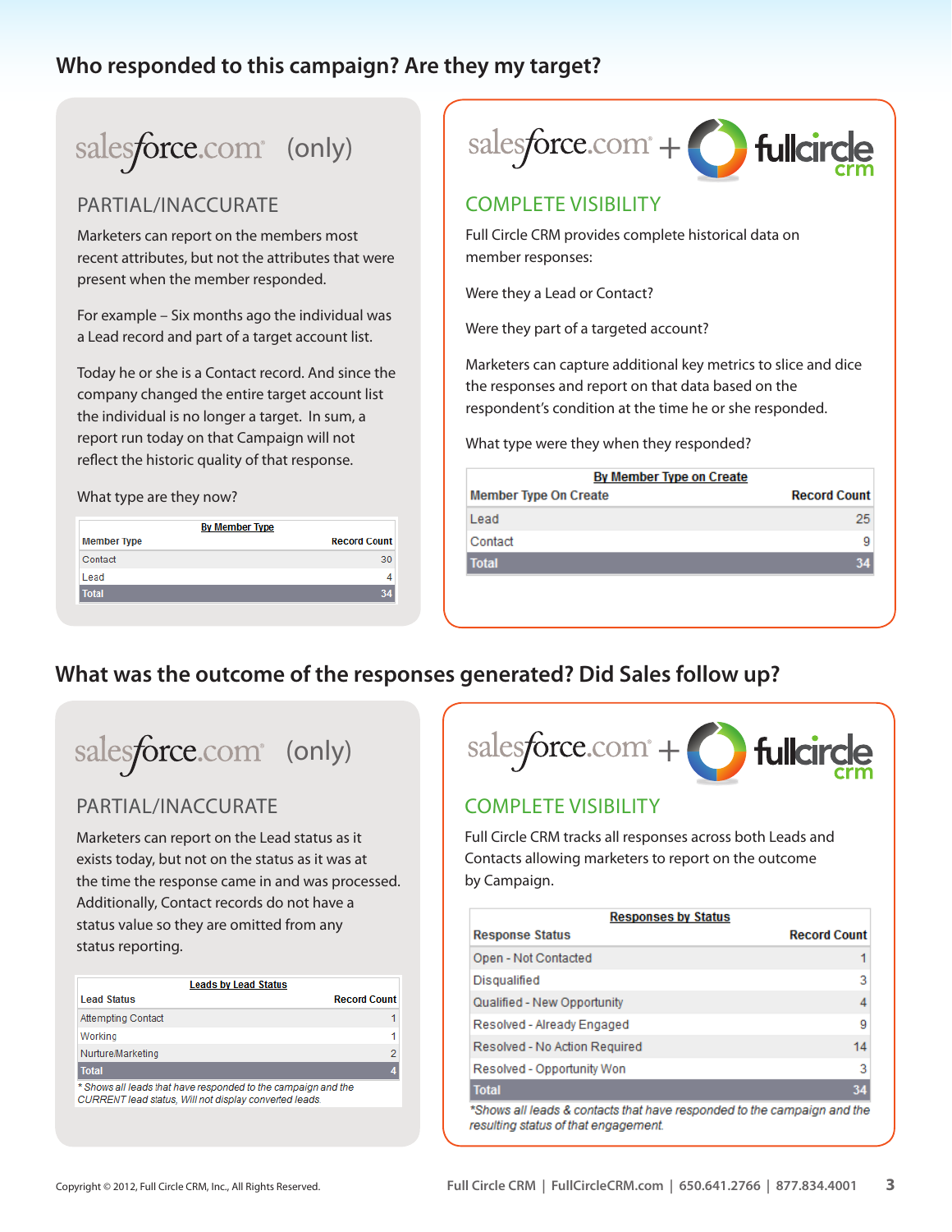## Who responded to this campaign? Are they my target?

salesforce.com (only)

### PARTIAL/INACCURATE

Marketers can report on the members most recent attributes, but not the attributes that were present when the member responded.

For example – Six months ago the individual was a Lead record and part of a target account list.

Today he or she is a Contact record. And since the company changed the entire target account list the individual is no longer a target. In sum, a report run today on that Campaign will not reflect the historic quality of that response.

What type are they now?

| **By Member Type** | |
|---|---|
| Member Type | Record Count |
| Contact | 30 |
| Lead | 4 |
| Total | 34 |

salesforce.com + fullcircle crm

### COMPLETE VISIBILITY

Full Circle CRM provides complete historical data on member responses:

Were they a Lead or Contact?

Were they part of a targeted account?

Marketers can capture additional key metrics to slice and dice the responses and report on that data based on the respondent's condition at the time he or she responded.

What type were they when they responded?

| **By Member Type on Create** | |
|---|---|
| Member Type On Create | Record Count |
| Lead | 25 |
| Contact | 9 |
| Total | 34 |

## What was the outcome of the responses generated? Did Sales follow up?

salesforce.com (only)

### PARTIAL/INACCURATE

Marketers can report on the Lead status as it exists today, but not on the status as it was at the time the response came in and was processed. Additionally, Contact records do not have a status value so they are omitted from any status reporting.

| **Leads by Lead Status** | |
|---|---|
| Lead Status | Record Count |
| Attempting Contact | 1 |
| Working | 1 |
| Nurture/Marketing | 2 |
| Total | 4 |

*\* Shows all leads that have responded to the campaign and the CURRENT lead status, Will not display converted leads.*

salesforce.com + fullcircle crm

### COMPLETE VISIBILITY

Full Circle CRM tracks all responses across both Leads and Contacts allowing marketers to report on the outcome by Campaign.

| **Responses by Status** | |
|---|---|
| Response Status | Record Count |
| Open - Not Contacted | 1 |
| Disqualified | 3 |
| Qualified - New Opportunity | 4 |
| Resolved - Already Engaged | 9 |
| Resolved - No Action Required | 14 |
| Resolved - Opportunity Won | 3 |
| Total | 34 |

*\*Shows all leads & contacts that have responded to the campaign and the resulting status of that engagement.*

Copyright © 2012, Full Circle CRM, Inc., All Rights Reserved.

Full Circle CRM | FullCircleCRM.com | 650.641.2766 | 877.834.4001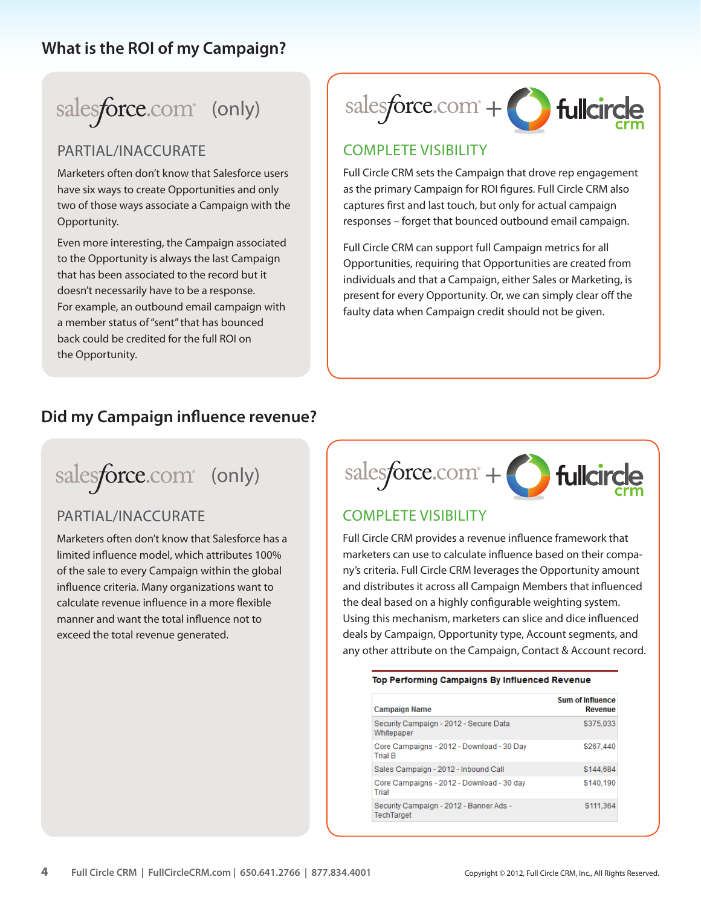## What is the ROI of my Campaign?

salesforce.com (only)

### PARTIAL/INACCURATE

Marketers often don't know that Salesforce users have six ways to create Opportunities and only two of those ways associate a Campaign with the Opportunity.

Even more interesting, the Campaign associated to the Opportunity is always the last Campaign that has been associated to the record but it doesn't necessarily have to be a response. For example, an outbound email campaign with a member status of "sent" that has bounced back could be credited for the full ROI on the Opportunity.

salesforce.com + fullcircle crm

### COMPLETE VISIBILITY

Full Circle CRM sets the Campaign that drove rep engagement as the primary Campaign for ROI figures. Full Circle CRM also captures first and last touch, but only for actual campaign responses – forget that bounced outbound email campaign.

Full Circle CRM can support full Campaign metrics for all Opportunities, requiring that Opportunities are created from individuals and that a Campaign, either Sales or Marketing, is present for every Opportunity. Or, we can simply clear off the faulty data when Campaign credit should not be given.

## Did my Campaign influence revenue?

salesforce.com (only)

### PARTIAL/INACCURATE

Marketers often don't know that Salesforce has a limited influence model, which attributes 100% of the sale to every Campaign within the global influence criteria. Many organizations want to calculate revenue influence in a more flexible manner and want the total influence not to exceed the total revenue generated.

salesforce.com + fullcircle crm

### COMPLETE VISIBILITY

Full Circle CRM provides a revenue influence framework that marketers can use to calculate influence based on their company's criteria. Full Circle CRM leverages the Opportunity amount and distributes it across all Campaign Members that influenced the deal based on a highly configurable weighting system. Using this mechanism, marketers can slice and dice influenced deals by Campaign, Opportunity type, Account segments, and any other attribute on the Campaign, Contact & Account record.

**Top Performing Campaigns By Influenced Revenue**

| Campaign Name | Sum of Influence Revenue |
|---|---|
| Security Campaign - 2012 - Secure Data Whitepaper | $375,033 |
| Core Campaigns - 2012 - Download - 30 Day Trial B | $267,440 |
| Sales Campaign - 2012 - Inbound Call | $144,684 |
| Core Campaigns - 2012 - Download - 30 day Trial | $140,190 |
| Security Campaign - 2012 - Banner Ads - TechTarget | $111,364 |

Full Circle CRM | FullCircleCRM.com | 650.641.2766 | 877.834.4001

Copyright © 2012, Full Circle CRM, Inc., All Rights Reserved.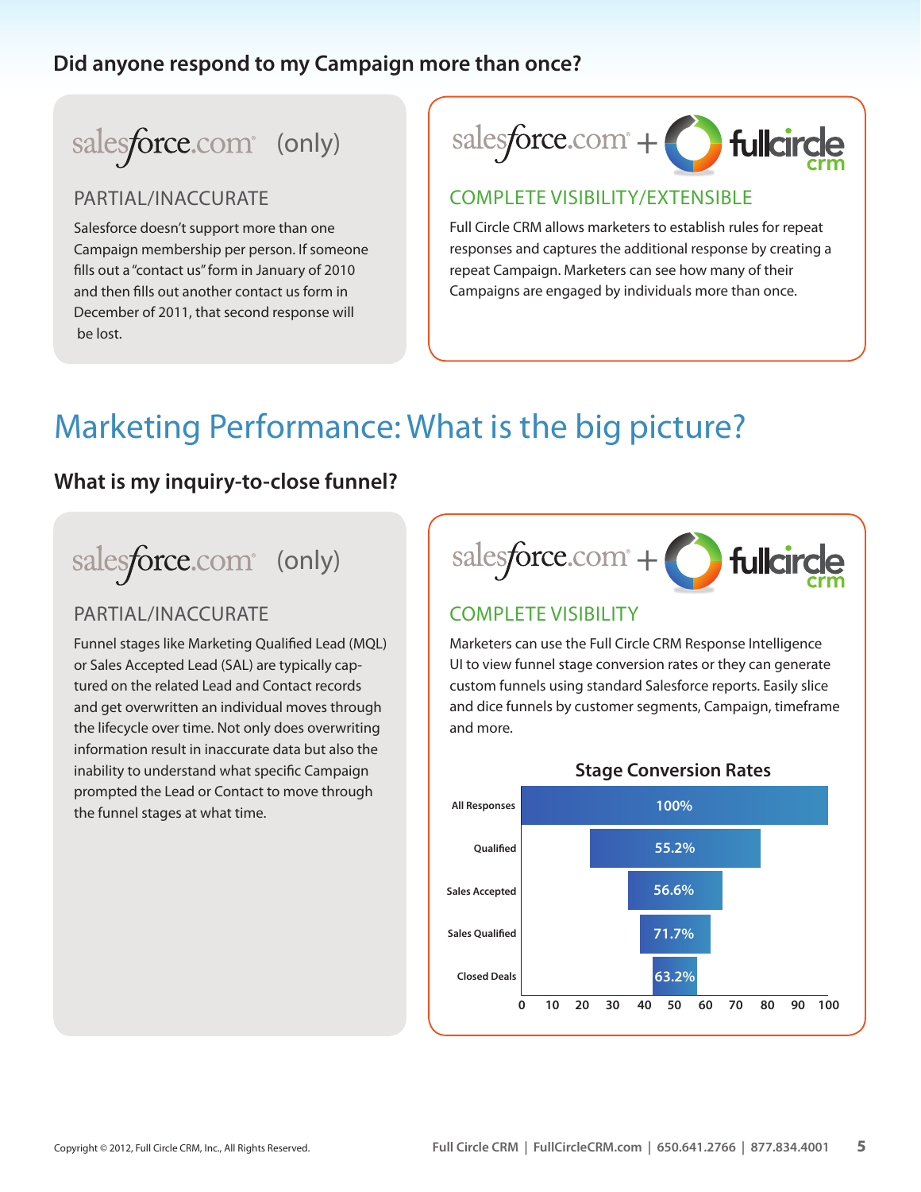### Did anyone respond to my Campaign more than once?

salesforce.com (only)

PARTIAL/INACCURATE

Salesforce doesn't support more than one Campaign membership per person. If someone fills out a "contact us" form in January of 2010 and then fills out another contact us form in December of 2011, that second response will be lost.

salesforce.com + fullcircle crm

COMPLETE VISIBILITY/EXTENSIBLE

Full Circle CRM allows marketers to establish rules for repeat responses and captures the additional response by creating a repeat Campaign. Marketers can see how many of their Campaigns are engaged by individuals more than once.

# Marketing Performance: What is the big picture?

### What is my inquiry-to-close funnel?

salesforce.com (only)

PARTIAL/INACCURATE

Funnel stages like Marketing Qualified Lead (MQL) or Sales Accepted Lead (SAL) are typically captured on the related Lead and Contact records and get overwritten an individual moves through the lifecycle over time. Not only does overwriting information result in inaccurate data but also the inability to understand what specific Campaign prompted the Lead or Contact to move through the funnel stages at what time.

salesforce.com + fullcircle crm

COMPLETE VISIBILITY

Marketers can use the Full Circle CRM Response Intelligence UI to view funnel stage conversion rates or they can generate custom funnels using standard Salesforce reports. Easily slice and dice funnels by customer segments, Campaign, timeframe and more.

**Stage Conversion Rates**

| Stage | Conversion Rate |
|---|---|
| All Responses | 100% |
| Qualified | 55.2% |
| Sales Accepted | 56.6% |
| Sales Qualified | 71.7% |
| Closed Deals | 63.2% |

Copyright © 2012, Full Circle CRM, Inc., All Rights Reserved.

Full Circle CRM | FullCircleCRM.com | 650.641.2766 | 877.834.4001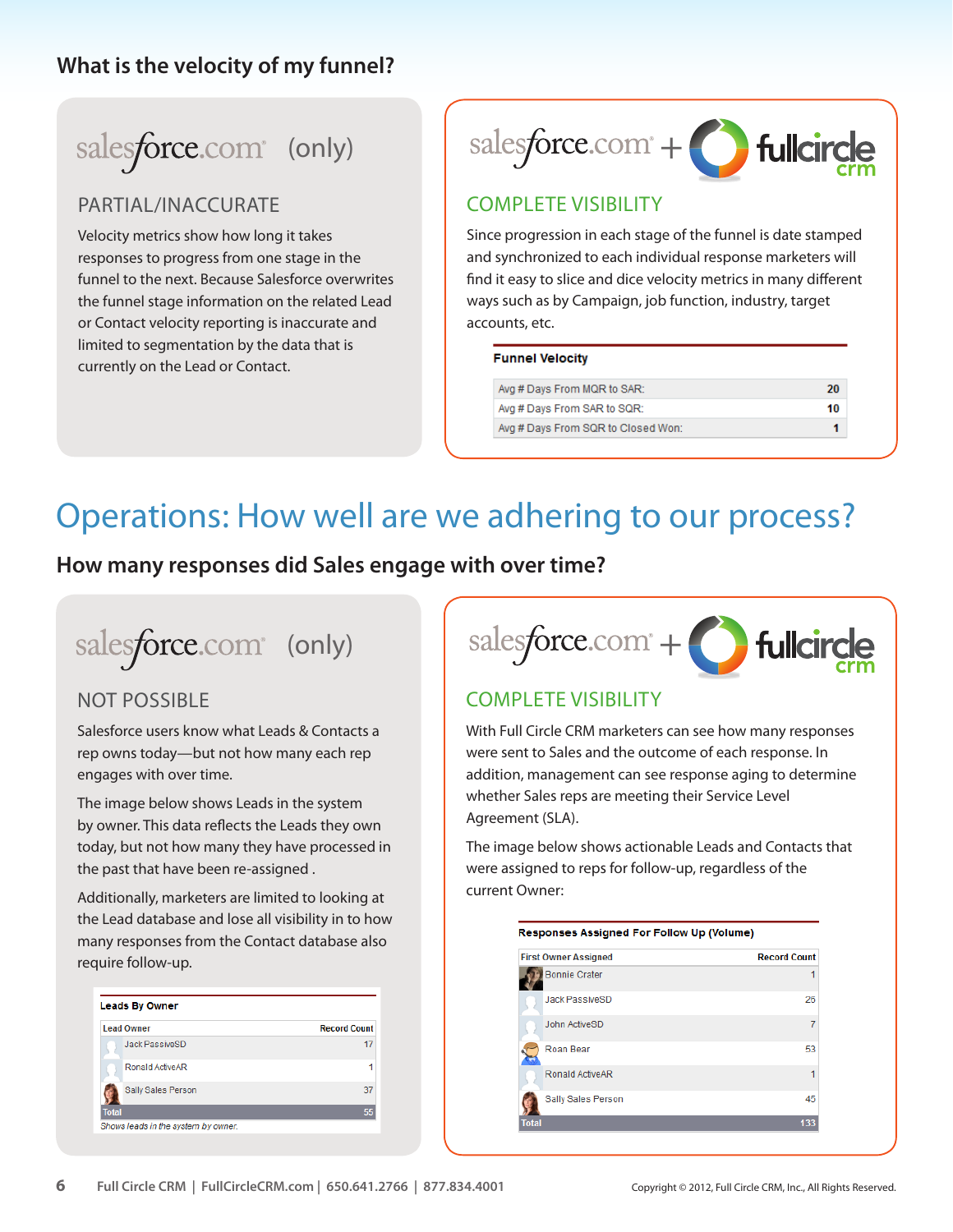## What is the velocity of my funnel?

salesforce.com (only)

### PARTIAL/INACCURATE

Velocity metrics show how long it takes responses to progress from one stage in the funnel to the next. Because Salesforce overwrites the funnel stage information on the related Lead or Contact velocity reporting is inaccurate and limited to segmentation by the data that is currently on the Lead or Contact.

salesforce.com + fullcircle crm

### COMPLETE VISIBILITY

Since progression in each stage of the funnel is date stamped and synchronized to each individual response marketers will find it easy to slice and dice velocity metrics in many different ways such as by Campaign, job function, industry, target accounts, etc.

**Funnel Velocity**

| | |
|---|---|
| Avg # Days From MQR to SAR: | 20 |
| Avg # Days From SAR to SQR: | 10 |
| Avg # Days From SQR to Closed Won: | 1 |

# Operations: How well are we adhering to our process?

## How many responses did Sales engage with over time?

salesforce.com (only)

### NOT POSSIBLE

Salesforce users know what Leads & Contacts a rep owns today—but not how many each rep engages with over time.

The image below shows Leads in the system by owner. This data reflects the Leads they own today, but not how many they have processed in the past that have been re-assigned .

Additionally, marketers are limited to looking at the Lead database and lose all visibility in to how many responses from the Contact database also require follow-up.

**Leads By Owner**

| Lead Owner | Record Count |
|---|---|
| Jack PassiveSD | 17 |
| Ronald ActiveAR | 1 |
| Sally Sales Person | 37 |
| Total | 55 |

*Shows leads in the system by owner.*

salesforce.com + fullcircle crm

### COMPLETE VISIBILITY

With Full Circle CRM marketers can see how many responses were sent to Sales and the outcome of each response. In addition, management can see response aging to determine whether Sales reps are meeting their Service Level Agreement (SLA).

The image below shows actionable Leads and Contacts that were assigned to reps for follow-up, regardless of the current Owner:

**Responses Assigned For Follow Up (Volume)**

| First Owner Assigned | Record Count |
|---|---|
| Bonnie Crater | 1 |
| Jack PassiveSD | 26 |
| John ActiveSD | 7 |
| Roan Bear | 53 |
| Ronald ActiveAR | 1 |
| Sally Sales Person | 45 |
| Total | 133 |

Full Circle CRM | FullCircleCRM.com | 650.641.2766 | 877.834.4001

Copyright © 2012, Full Circle CRM, Inc., All Rights Reserved.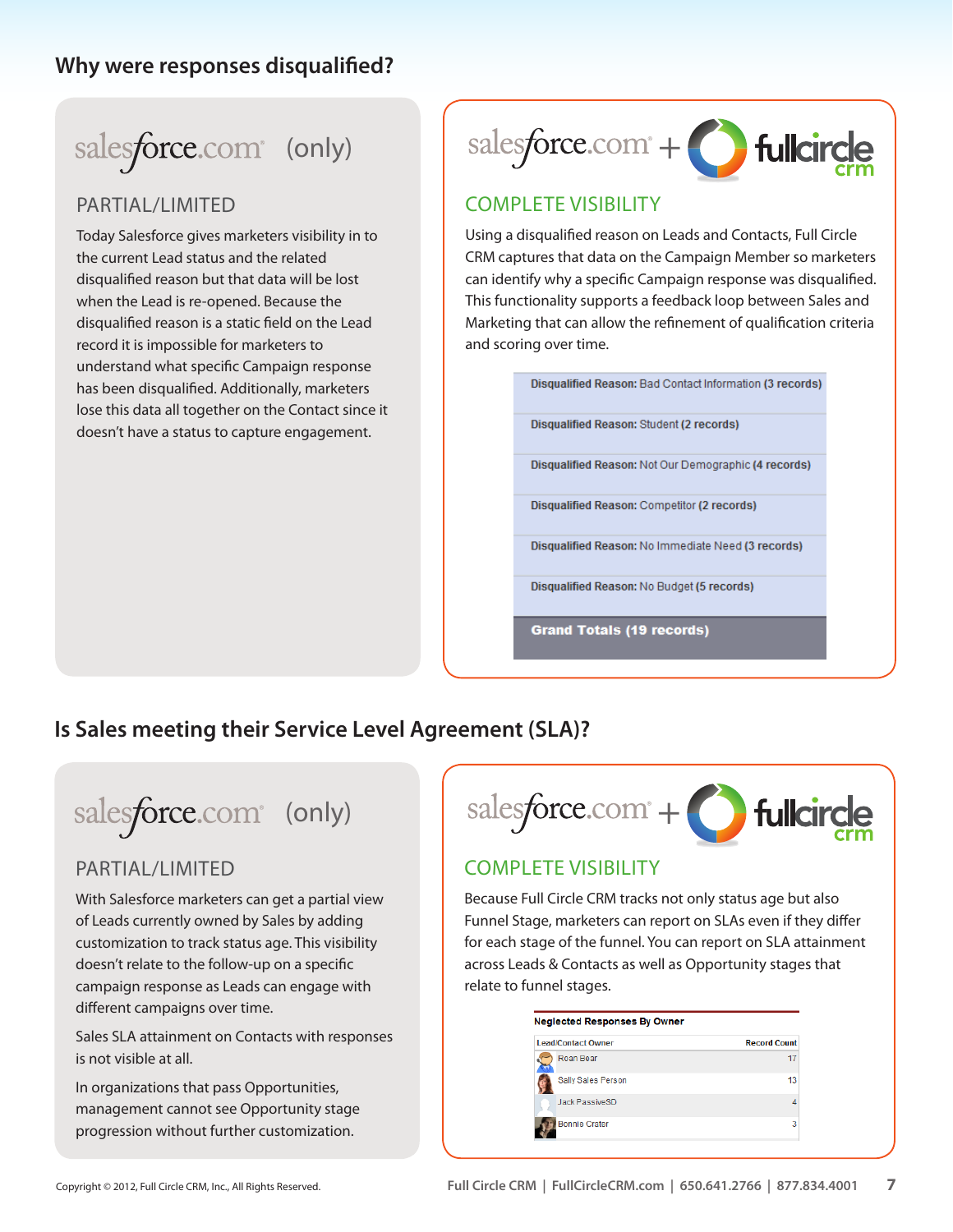## Why were responses disqualified?

### salesforce.com (only)

#### PARTIAL/LIMITED

Today Salesforce gives marketers visibility in to the current Lead status and the related disqualified reason but that data will be lost when the Lead is re-opened. Because the disqualified reason is a static field on the Lead record it is impossible for marketers to understand what specific Campaign response has been disqualified. Additionally, marketers lose this data all together on the Contact since it doesn't have a status to capture engagement.

### salesforce.com + fullcircle crm

#### COMPLETE VISIBILITY

Using a disqualified reason on Leads and Contacts, Full Circle CRM captures that data on the Campaign Member so marketers can identify why a specific Campaign response was disqualified. This functionality supports a feedback loop between Sales and Marketing that can allow the refinement of qualification criteria and scoring over time.

**Disqualified Reason:** Bad Contact Information **(3 records)**

**Disqualified Reason:** Student **(2 records)**

**Disqualified Reason:** Not Our Demographic **(4 records)**

**Disqualified Reason:** Competitor **(2 records)**

**Disqualified Reason:** No Immediate Need **(3 records)**

**Disqualified Reason:** No Budget **(5 records)**

**Grand Totals (19 records)**

## Is Sales meeting their Service Level Agreement (SLA)?

### salesforce.com (only)

#### PARTIAL/LIMITED

With Salesforce marketers can get a partial view of Leads currently owned by Sales by adding customization to track status age. This visibility doesn't relate to the follow-up on a specific campaign response as Leads can engage with different campaigns over time.

Sales SLA attainment on Contacts with responses is not visible at all.

In organizations that pass Opportunities, management cannot see Opportunity stage progression without further customization.

### salesforce.com + fullcircle crm

#### COMPLETE VISIBILITY

Because Full Circle CRM tracks not only status age but also Funnel Stage, marketers can report on SLAs even if they differ for each stage of the funnel. You can report on SLA attainment across Leads & Contacts as well as Opportunity stages that relate to funnel stages.

**Neglected Responses By Owner**

| Lead/Contact Owner | Record Count |
|---|---|
| Roan Bear | 17 |
| Sally Sales Person | 13 |
| Jack PassiveSD | 4 |
| Bonnie Crater | 3 |

Copyright © 2012, Full Circle CRM, Inc., All Rights Reserved.

Full Circle CRM | FullCircleCRM.com | 650.641.2766 | 877.834.4001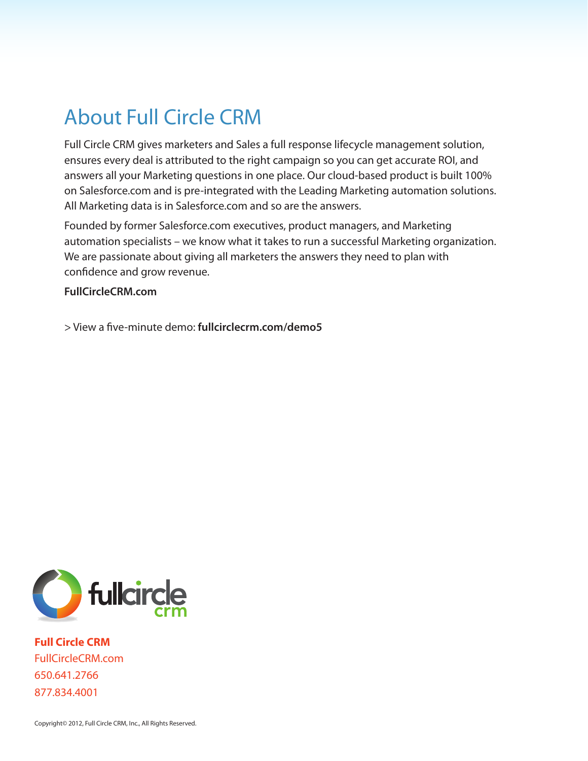# About Full Circle CRM

Full Circle CRM gives marketers and Sales a full response lifecycle management solution, ensures every deal is attributed to the right campaign so you can get accurate ROI, and answers all your Marketing questions in one place. Our cloud-based product is built 100% on Salesforce.com and is pre-integrated with the Leading Marketing automation solutions. All Marketing data is in Salesforce.com and so are the answers.

Founded by former Salesforce.com executives, product managers, and Marketing automation specialists – we know what it takes to run a successful Marketing organization. We are passionate about giving all marketers the answers they need to plan with confidence and grow revenue.

**FullCircleCRM.com**

> View a five-minute demo: **fullcirclecrm.com/demo5**

fullcircle crm

**Full Circle CRM**
FullCircleCRM.com
650.641.2766
877.834.4001

Copyright© 2012, Full Circle CRM, Inc., All Rights Reserved.